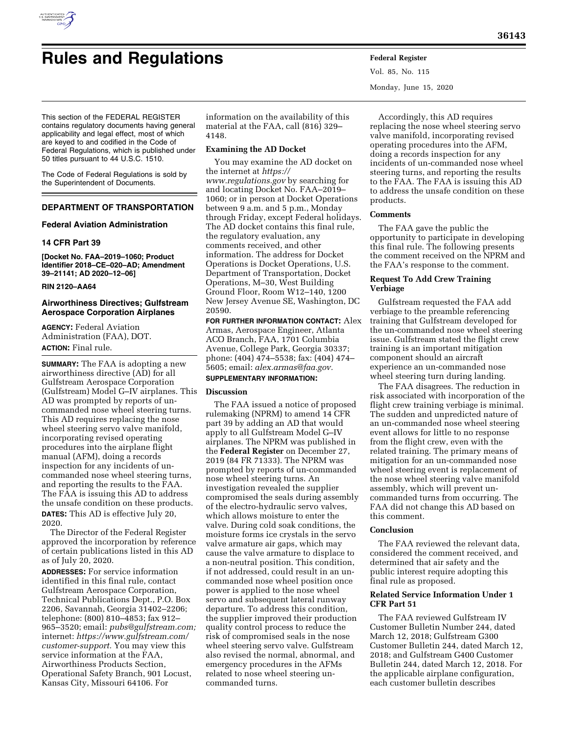# Rules and Regulations

This section of the FEDERAL REGISTER contains regulatory documents having general applicability and legal effect, most of which are keyed to and codified in the Code of Federal Regulations, which is published under 50 titles pursuant to 44 U.S.C. 1510.

The Code of Federal Regulations is sold by the Superintendent of Documents.

## DEPARTMENT OF TRANSPORTATION

### Federal Aviation Administration

### 14 CFR Part 39

**[Docket No. FAA–2019–1060; Product Identifier 2018–CE–020–AD; Amendment 39–21141; AD 2020–12–06]**

**RIN 2120–AA64**

### Airworthiness Directives; Gulfstream Aerospace Corporation Airplanes

**AGENCY:** Federal Aviation Administration (FAA), DOT.

**ACTION:** Final rule.

**SUMMARY:** The FAA is adopting a new airworthiness directive (AD) for all Gulfstream Aerospace Corporation (Gulfstream) Model G–IV airplanes. This AD was prompted by reports of un-commanded nose wheel steering turns. This AD requires replacing the nose wheel steering servo valve manifold, incorporating revised operating procedures into the airplane flight manual (AFM), doing a records inspection for any incidents of un-commanded nose wheel steering turns, and reporting the results to the FAA. The FAA is issuing this AD to address the unsafe condition on these products.

**DATES:** This AD is effective July 20, 2020.

The Director of the Federal Register approved the incorporation by reference of certain publications listed in this AD as of July 20, 2020.

**ADDRESSES:** For service information identified in this final rule, contact Gulfstream Aerospace Corporation, Technical Publications Dept., P.O. Box 2206, Savannah, Georgia 31402–2206; telephone: (800) 810–4853; fax 912–965–3520; email: *pubs@gulfstream.com;* internet: *https://www.gulfstream.com/customer-support.* You may view this service information at the FAA, Airworthiness Products Section, Operational Safety Branch, 901 Locust, Kansas City, Missouri 64106. For information on the availability of this material at the FAA, call (816) 329–4148.

**Examining the AD Docket**

You may examine the AD docket on the internet at *https://www.regulations.gov* by searching for and locating Docket No. FAA–2019–1060; or in person at Docket Operations between 9 a.m. and 5 p.m., Monday through Friday, except Federal holidays. The AD docket contains this final rule, the regulatory evaluation, any comments received, and other information. The address for Docket Operations is Docket Operations, U.S. Department of Transportation, Docket Operations, M–30, West Building Ground Floor, Room W12–140, 1200 New Jersey Avenue SE, Washington, DC 20590.

**FOR FURTHER INFORMATION CONTACT:** Alex Armas, Aerospace Engineer, Atlanta ACO Branch, FAA, 1701 Columbia Avenue, College Park, Georgia 30337; phone: (404) 474–5538; fax: (404) 474–5605; email: *alex.armas@faa.gov.*

**SUPPLEMENTARY INFORMATION:**

**Discussion**

The FAA issued a notice of proposed rulemaking (NPRM) to amend 14 CFR part 39 by adding an AD that would apply to all Gulfstream Model G–IV airplanes. The NPRM was published in the **Federal Register** on December 27, 2019 (84 FR 71333). The NPRM was prompted by reports of un-commanded nose wheel steering turns. An investigation revealed the supplier compromised the seals during assembly of the electro-hydraulic servo valves, which allows moisture to enter the valve. During cold soak conditions, the moisture forms ice crystals in the servo valve armature air gaps, which may cause the valve armature to displace to a non-neutral position. This condition, if not addressed, could result in an un-commanded nose wheel position once power is applied to the nose wheel servo and subsequent lateral runway departure. To address this condition, the supplier improved their production quality control process to reduce the risk of compromised seals in the nose wheel steering servo valve. Gulfstream also revised the normal, abnormal, and emergency procedures in the AFMs related to nose wheel steering un-commanded turns.

Accordingly, this AD requires replacing the nose wheel steering servo valve manifold, incorporating revised operating procedures into the AFM, doing a records inspection for any incidents of un-commanded nose wheel steering turns, and reporting the results to the FAA. The FAA is issuing this AD to address the unsafe condition on these products.

**Comments**

The FAA gave the public the opportunity to participate in developing this final rule. The following presents the comment received on the NPRM and the FAA's response to the comment.

**Request To Add Crew Training Verbiage**

Gulfstream requested the FAA add verbiage to the preamble referencing training that Gulfstream developed for the un-commanded nose wheel steering issue. Gulfstream stated the flight crew training is an important mitigation component should an aircraft experience an un-commanded nose wheel steering turn during landing.

The FAA disagrees. The reduction in risk associated with incorporation of the flight crew training verbiage is minimal. The sudden and unpredicted nature of an un-commanded nose wheel steering event allows for little to no response from the flight crew, even with the related training. The primary means of mitigation for an un-commanded nose wheel steering event is replacement of the nose wheel steering valve manifold assembly, which will prevent un-commanded turns from occurring. The FAA did not change this AD based on this comment.

**Conclusion**

The FAA reviewed the relevant data, considered the comment received, and determined that air safety and the public interest require adopting this final rule as proposed.

**Related Service Information Under 1 CFR Part 51**

The FAA reviewed Gulfstream IV Customer Bulletin Number 244, dated March 12, 2018; Gulfstream G300 Customer Bulletin 244, dated March 12, 2018; and Gulfstream G400 Customer Bulletin 244, dated March 12, 2018. For the applicable airplane configuration, each customer bulletin describes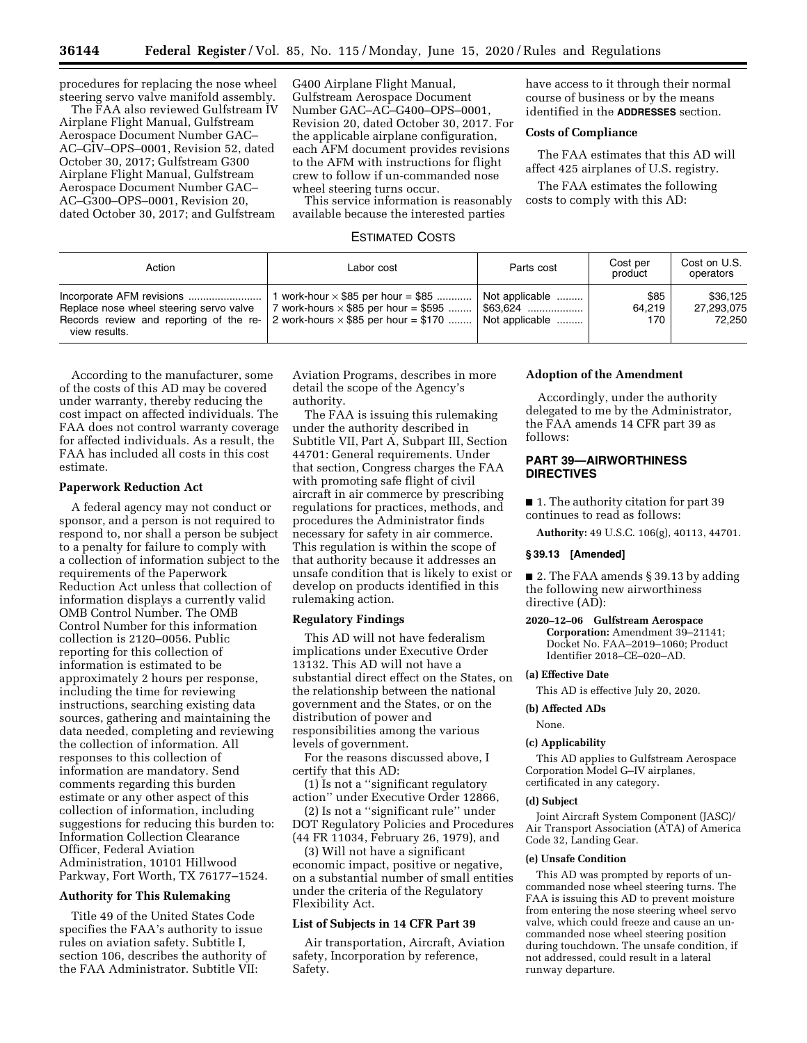procedures for replacing the nose wheel steering servo valve manifold assembly.

The FAA also reviewed Gulfstream IV Airplane Flight Manual, Gulfstream Aerospace Document Number GAC–AC–GIV–OPS–0001, Revision 52, dated October 30, 2017; Gulfstream G300 Airplane Flight Manual, Gulfstream Aerospace Document Number GAC–AC–G300–OPS–0001, Revision 20, dated October 30, 2017; and Gulfstream G400 Airplane Flight Manual, Gulfstream Aerospace Document Number GAC–AC–G400–OPS–0001, Revision 20, dated October 30, 2017. For the applicable airplane configuration, each AFM document provides revisions to the AFM with instructions for flight crew to follow if un-commanded nose wheel steering turns occur.

This service information is reasonably available because the interested parties have access to it through their normal course of business or by the means identified in the **ADDRESSES** section.

### Costs of Compliance

The FAA estimates that this AD will affect 425 airplanes of U.S. registry.

The FAA estimates the following costs to comply with this AD:

ESTIMATED COSTS

| Action | Labor cost | Parts cost | Cost per product | Cost on U.S. operators |
| --- | --- | --- | --- | --- |
| Incorporate AFM revisions | 1 work-hour × $85 per hour = $85 | Not applicable | $85 | $36,125 |
| Replace nose wheel steering servo valve | 7 work-hours × $85 per hour = $595 | $63,624 | 64,219 | 27,293,075 |
| Records review and reporting of the review results. | 2 work-hours × $85 per hour = $170 | Not applicable | 170 | 72,250 |

According to the manufacturer, some of the costs of this AD may be covered under warranty, thereby reducing the cost impact on affected individuals. The FAA does not control warranty coverage for affected individuals. As a result, the FAA has included all costs in this cost estimate.

### Paperwork Reduction Act

A federal agency may not conduct or sponsor, and a person is not required to respond to, nor shall a person be subject to a penalty for failure to comply with a collection of information subject to the requirements of the Paperwork Reduction Act unless that collection of information displays a currently valid OMB Control Number. The OMB Control Number for this information collection is 2120–0056. Public reporting for this collection of information is estimated to be approximately 2 hours per response, including the time for reviewing instructions, searching existing data sources, gathering and maintaining the data needed, completing and reviewing the collection of information. All responses to this collection of information are mandatory. Send comments regarding this burden estimate or any other aspect of this collection of information, including suggestions for reducing this burden to: Information Collection Clearance Officer, Federal Aviation Administration, 10101 Hillwood Parkway, Fort Worth, TX 76177–1524.

### Authority for This Rulemaking

Title 49 of the United States Code specifies the FAA's authority to issue rules on aviation safety. Subtitle I, section 106, describes the authority of the FAA Administrator. Subtitle VII: Aviation Programs, describes in more detail the scope of the Agency's authority.

The FAA is issuing this rulemaking under the authority described in Subtitle VII, Part A, Subpart III, Section 44701: General requirements. Under that section, Congress charges the FAA with promoting safe flight of civil aircraft in air commerce by prescribing regulations for practices, methods, and procedures the Administrator finds necessary for safety in air commerce. This regulation is within the scope of that authority because it addresses an unsafe condition that is likely to exist or develop on products identified in this rulemaking action.

### Regulatory Findings

This AD will not have federalism implications under Executive Order 13132. This AD will not have a substantial direct effect on the States, on the relationship between the national government and the States, or on the distribution of power and responsibilities among the various levels of government.

For the reasons discussed above, I certify that this AD:

(1) Is not a ''significant regulatory action'' under Executive Order 12866,

(2) Is not a ''significant rule'' under DOT Regulatory Policies and Procedures (44 FR 11034, February 26, 1979), and

(3) Will not have a significant economic impact, positive or negative, on a substantial number of small entities under the criteria of the Regulatory Flexibility Act.

### List of Subjects in 14 CFR Part 39

Air transportation, Aircraft, Aviation safety, Incorporation by reference, Safety.

### Adoption of the Amendment

Accordingly, under the authority delegated to me by the Administrator, the FAA amends 14 CFR part 39 as follows:

## PART 39—AIRWORTHINESS DIRECTIVES

■ 1. The authority citation for part 39 continues to read as follows:

**Authority:** 49 U.S.C. 106(g), 40113, 44701.

#### § 39.13 [Amended]

■ 2. The FAA amends § 39.13 by adding the following new airworthiness directive (AD):

**2020–12–06 Gulfstream Aerospace Corporation:** Amendment 39–21141; Docket No. FAA–2019–1060; Product Identifier 2018–CE–020–AD.

#### (a) Effective Date

This AD is effective July 20, 2020.

#### (b) Affected ADs

None.

#### (c) Applicability

This AD applies to Gulfstream Aerospace Corporation Model G–IV airplanes, certificated in any category.

#### (d) Subject

Joint Aircraft System Component (JASC)/Air Transport Association (ATA) of America Code 32, Landing Gear.

#### (e) Unsafe Condition

This AD was prompted by reports of un-commanded nose wheel steering turns. The FAA is issuing this AD to prevent moisture from entering the nose steering wheel servo valve, which could freeze and cause an un-commanded nose wheel steering position during touchdown. The unsafe condition, if not addressed, could result in a lateral runway departure.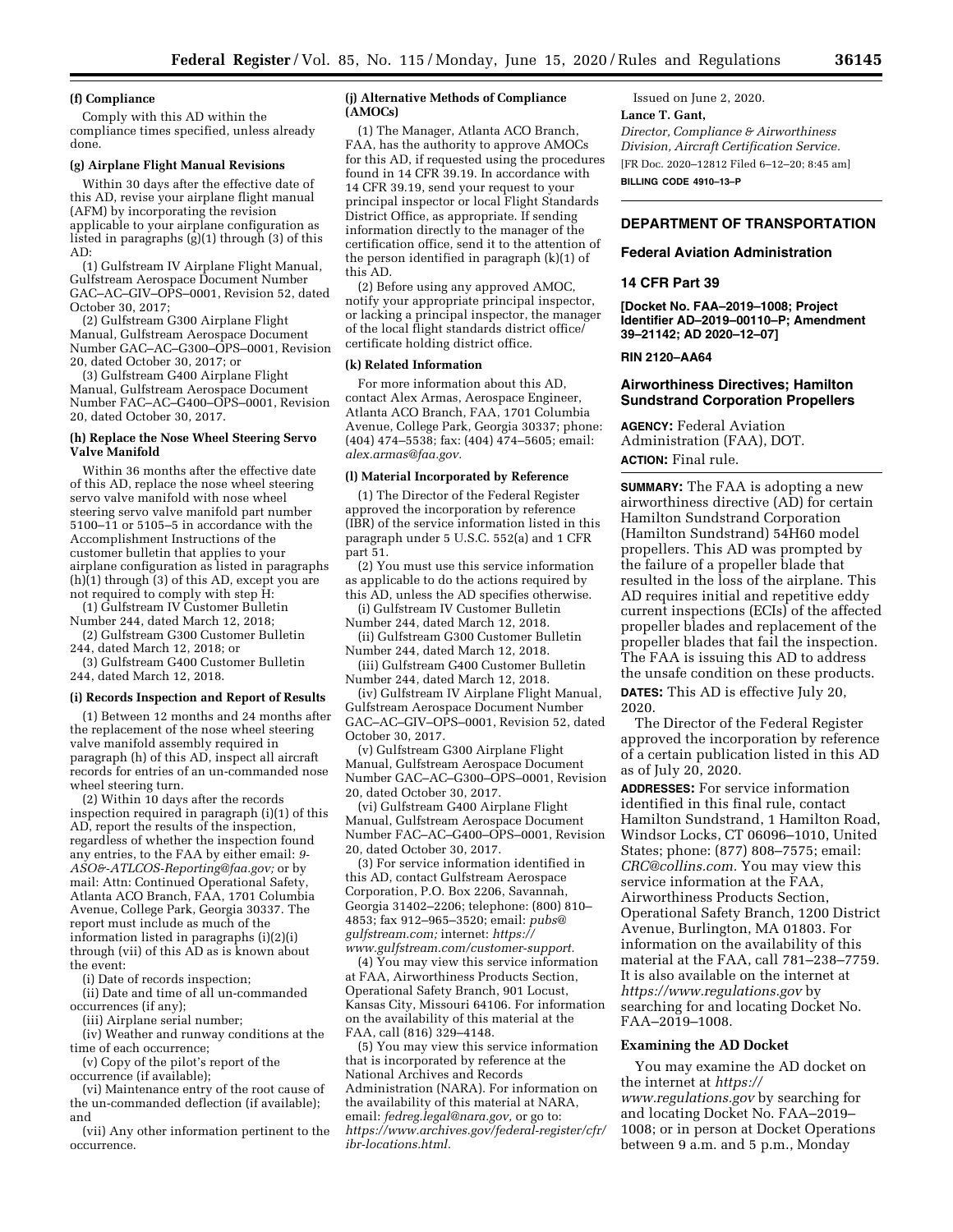**(f) Compliance**

Comply with this AD within the compliance times specified, unless already done.

**(g) Airplane Flight Manual Revisions**

Within 30 days after the effective date of this AD, revise your airplane flight manual (AFM) by incorporating the revision applicable to your airplane configuration as listed in paragraphs (g)(1) through (3) of this AD:

(1) Gulfstream IV Airplane Flight Manual, Gulfstream Aerospace Document Number GAC–AC–GIV–OPS–0001, Revision 52, dated October 30, 2017;

(2) Gulfstream G300 Airplane Flight Manual, Gulfstream Aerospace Document Number GAC–AC–G300–OPS–0001, Revision 20, dated October 30, 2017; or

(3) Gulfstream G400 Airplane Flight Manual, Gulfstream Aerospace Document Number FAC–AC–G400–OPS–0001, Revision 20, dated October 30, 2017.

**(h) Replace the Nose Wheel Steering Servo Valve Manifold**

Within 36 months after the effective date of this AD, replace the nose wheel steering servo valve manifold with nose wheel steering servo valve manifold part number 5100–11 or 5105–5 in accordance with the Accomplishment Instructions of the customer bulletin that applies to your airplane configuration as listed in paragraphs (h)(1) through (3) of this AD, except you are not required to comply with step H:

(1) Gulfstream IV Customer Bulletin Number 244, dated March 12, 2018;

(2) Gulfstream G300 Customer Bulletin 244, dated March 12, 2018; or

(3) Gulfstream G400 Customer Bulletin 244, dated March 12, 2018.

**(i) Records Inspection and Report of Results**

(1) Between 12 months and 24 months after the replacement of the nose wheel steering valve manifold assembly required in paragraph (h) of this AD, inspect all aircraft records for entries of an un-commanded nose wheel steering turn.

(2) Within 10 days after the records inspection required in paragraph (i)(1) of this AD, report the results of the inspection, regardless of whether the inspection found any entries, to the FAA by either email: *9-ASO&-ATLCOS-Reporting@faa.gov;* or by mail: Attn: Continued Operational Safety, Atlanta ACO Branch, FAA, 1701 Columbia Avenue, College Park, Georgia 30337. The report must include as much of the information listed in paragraphs (i)(2)(i) through (vii) of this AD as is known about the event:

(i) Date of records inspection;

(ii) Date and time of all un-commanded occurrences (if any);

(iii) Airplane serial number;

(iv) Weather and runway conditions at the time of each occurrence;

(v) Copy of the pilot's report of the occurrence (if available);

(vi) Maintenance entry of the root cause of the un-commanded deflection (if available); and

(vii) Any other information pertinent to the occurrence.

**(j) Alternative Methods of Compliance (AMOCs)**

(1) The Manager, Atlanta ACO Branch, FAA, has the authority to approve AMOCs for this AD, if requested using the procedures found in 14 CFR 39.19. In accordance with 14 CFR 39.19, send your request to your principal inspector or local Flight Standards District Office, as appropriate. If sending information directly to the manager of the certification office, send it to the attention of the person identified in paragraph (k)(1) of this AD.

(2) Before using any approved AMOC, notify your appropriate principal inspector, or lacking a principal inspector, the manager of the local flight standards district office/certificate holding district office.

**(k) Related Information**

For more information about this AD, contact Alex Armas, Aerospace Engineer, Atlanta ACO Branch, FAA, 1701 Columbia Avenue, College Park, Georgia 30337; phone: (404) 474–5538; fax: (404) 474–5605; email: *alex.armas@faa.gov.*

**(l) Material Incorporated by Reference**

(1) The Director of the Federal Register approved the incorporation by reference (IBR) of the service information listed in this paragraph under 5 U.S.C. 552(a) and 1 CFR part 51.

(2) You must use this service information as applicable to do the actions required by this AD, unless the AD specifies otherwise.

(i) Gulfstream IV Customer Bulletin Number 244, dated March 12, 2018.

(ii) Gulfstream G300 Customer Bulletin Number 244, dated March 12, 2018.

(iii) Gulfstream G400 Customer Bulletin Number 244, dated March 12, 2018.

(iv) Gulfstream IV Airplane Flight Manual, Gulfstream Aerospace Document Number GAC–AC–GIV–OPS–0001, Revision 52, dated October 30, 2017.

(v) Gulfstream G300 Airplane Flight Manual, Gulfstream Aerospace Document Number GAC–AC–G300–OPS–0001, Revision 20, dated October 30, 2017.

(vi) Gulfstream G400 Airplane Flight Manual, Gulfstream Aerospace Document Number FAC–AC–G400–OPS–0001, Revision 20, dated October 30, 2017.

(3) For service information identified in this AD, contact Gulfstream Aerospace Corporation, P.O. Box 2206, Savannah, Georgia 31402–2206; telephone: (800) 810–4853; fax 912–965–3520; email: *pubs@gulfstream.com;* internet: *https://www.gulfstream.com/customer-support.*

(4) You may view this service information at FAA, Airworthiness Products Section, Operational Safety Branch, 901 Locust, Kansas City, Missouri 64106. For information on the availability of this material at the FAA, call (816) 329–4148.

(5) You may view this service information that is incorporated by reference at the National Archives and Records Administration (NARA). For information on the availability of this material at NARA, email: *fedreg.legal@nara.gov,* or go to: *https://www.archives.gov/federal-register/cfr/ibr-locations.html.*

Issued on June 2, 2020.

**Lance T. Gant,**

*Director, Compliance & Airworthiness Division, Aircraft Certification Service.*

[FR Doc. 2020–12812 Filed 6–12–20; 8:45 am]

**BILLING CODE 4910–13–P**

---

## DEPARTMENT OF TRANSPORTATION

### Federal Aviation Administration

### 14 CFR Part 39

**[Docket No. FAA–2019–1008; Project Identifier AD–2019–00110–P; Amendment 39–21142; AD 2020–12–07]**

**RIN 2120–AA64**

## Airworthiness Directives; Hamilton Sundstrand Corporation Propellers

**AGENCY:** Federal Aviation Administration (FAA), DOT.

**ACTION:** Final rule.

**SUMMARY:** The FAA is adopting a new airworthiness directive (AD) for certain Hamilton Sundstrand Corporation (Hamilton Sundstrand) 54H60 model propellers. This AD was prompted by the failure of a propeller blade that resulted in the loss of the airplane. This AD requires initial and repetitive eddy current inspections (ECIs) of the affected propeller blades and replacement of the propeller blades that fail the inspection. The FAA is issuing this AD to address the unsafe condition on these products.

**DATES:** This AD is effective July 20, 2020.

The Director of the Federal Register approved the incorporation by reference of a certain publication listed in this AD as of July 20, 2020.

**ADDRESSES:** For service information identified in this final rule, contact Hamilton Sundstrand, 1 Hamilton Road, Windsor Locks, CT 06096–1010, United States; phone: (877) 808–7575; email: *CRC@collins.com.* You may view this service information at the FAA, Airworthiness Products Section, Operational Safety Branch, 1200 District Avenue, Burlington, MA 01803. For information on the availability of this material at the FAA, call 781–238–7759. It is also available on the internet at *https://www.regulations.gov* by searching for and locating Docket No. FAA–2019–1008.

### Examining the AD Docket

You may examine the AD docket on the internet at *https://www.regulations.gov* by searching for and locating Docket No. FAA–2019–1008; or in person at Docket Operations between 9 a.m. and 5 p.m., Monday